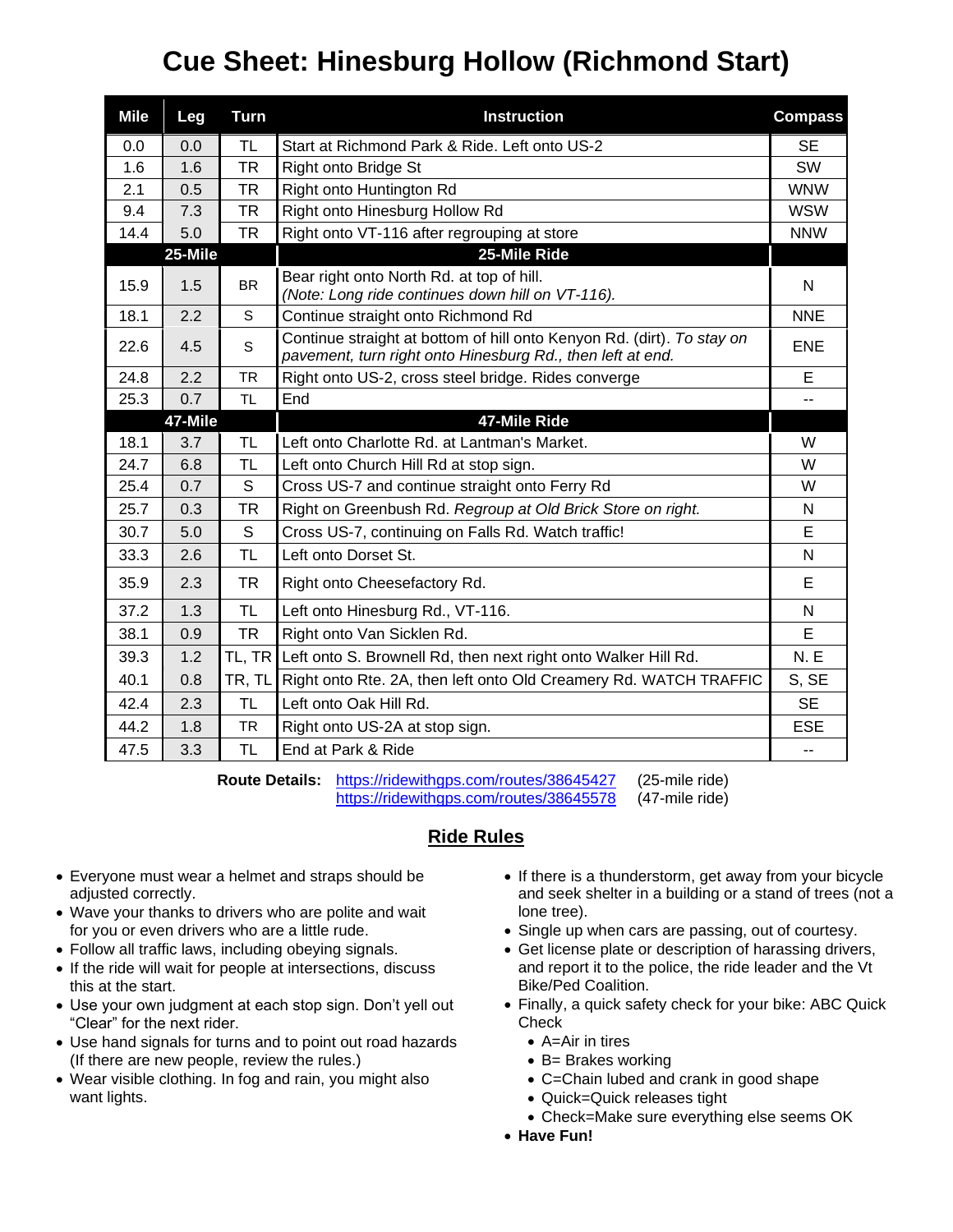# Cue Sheet: Hinesburg Hollow (Richmond Start)

| Mile | Leg | Turn | Instruction | Compass |
|---|---|---|---|---|
| 0.0 | 0.0 | TL | Start at Richmond Park & Ride. Left onto US-2 | SE |
| 1.6 | 1.6 | TR | Right onto Bridge St | SW |
| 2.1 | 0.5 | TR | Right onto Huntington Rd | WNW |
| 9.4 | 7.3 | TR | Right onto Hinesburg Hollow Rd | WSW |
| 14.4 | 5.0 | TR | Right onto VT-116 after regrouping at store | NNW |
| | **25-Mile** | | **25-Mile Ride** | |
| 15.9 | 1.5 | BR | Bear right onto North Rd. at top of hill. *(Note: Long ride continues down hill on VT-116).* | N |
| 18.1 | 2.2 | S | Continue straight onto Richmond Rd | NNE |
| 22.6 | 4.5 | S | Continue straight at bottom of hill onto Kenyon Rd. (dirt). *To stay on pavement, turn right onto Hinesburg Rd., then left at end.* | ENE |
| 24.8 | 2.2 | TR | Right onto US-2, cross steel bridge. Rides converge | E |
| 25.3 | 0.7 | TL | End | -- |
| | **47-Mile** | | **47-Mile Ride** | |
| 18.1 | 3.7 | TL | Left onto Charlotte Rd. at Lantman's Market. | W |
| 24.7 | 6.8 | TL | Left onto Church Hill Rd at stop sign. | W |
| 25.4 | 0.7 | S | Cross US-7 and continue straight onto Ferry Rd | W |
| 25.7 | 0.3 | TR | Right on Greenbush Rd. *Regroup at Old Brick Store on right.* | N |
| 30.7 | 5.0 | S | Cross US-7, continuing on Falls Rd. Watch traffic! | E |
| 33.3 | 2.6 | TL | Left onto Dorset St. | N |
| 35.9 | 2.3 | TR | Right onto Cheesefactory Rd. | E |
| 37.2 | 1.3 | TL | Left onto Hinesburg Rd., VT-116. | N |
| 38.1 | 0.9 | TR | Right onto Van Sicklen Rd. | E |
| 39.3 | 1.2 | TL, TR | Left onto S. Brownell Rd, then next right onto Walker Hill Rd. | N. E |
| 40.1 | 0.8 | TR, TL | Right onto Rte. 2A, then left onto Old Creamery Rd. WATCH TRAFFIC | S, SE |
| 42.4 | 2.3 | TL | Left onto Oak Hill Rd. | SE |
| 44.2 | 1.8 | TR | Right onto US-2A at stop sign. | ESE |
| 47.5 | 3.3 | TL | End at Park & Ride | -- |

**Route Details:** https://ridewithgps.com/routes/38645427 (25-mile ride)
https://ridewithgps.com/routes/38645578 (47-mile ride)

## Ride Rules

- Everyone must wear a helmet and straps should be adjusted correctly.
- Wave your thanks to drivers who are polite and wait for you or even drivers who are a little rude.
- Follow all traffic laws, including obeying signals.
- If the ride will wait for people at intersections, discuss this at the start.
- Use your own judgment at each stop sign. Don't yell out "Clear" for the next rider.
- Use hand signals for turns and to point out road hazards (If there are new people, review the rules.)
- Wear visible clothing. In fog and rain, you might also want lights.
- If there is a thunderstorm, get away from your bicycle and seek shelter in a building or a stand of trees (not a lone tree).
- Single up when cars are passing, out of courtesy.
- Get license plate or description of harassing drivers, and report it to the police, the ride leader and the Vt Bike/Ped Coalition.
- Finally, a quick safety check for your bike: ABC Quick Check
  - A=Air in tires
  - B= Brakes working
  - C=Chain lubed and crank in good shape
  - Quick=Quick releases tight
  - Check=Make sure everything else seems OK
- **Have Fun!**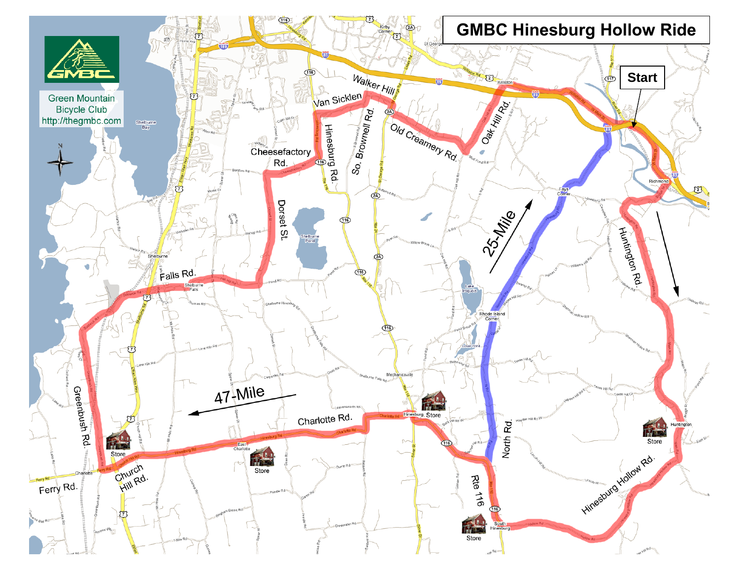# GMBC Hinesburg Hollow Ride

Green Mountain Bicycle Club
http://thegmbc.com

Start

25-Mile

47-Mile

Walker Hill
Van Sicklen
So. Brownell Rd.
Hinesburg Rd.
Cheesefactory Rd.
Old Creamery Rd.
Oak Hill Rd.
Dorset St.
Falls Rd.
Huntington Rd.
Greenbush Rd.
Charlotte Rd.
Church Hill Rd.
Ferry Rd.
North Rd.
Rte 116
Hinesburg Hollow Rd.

Store
Store
Store
Store
Store